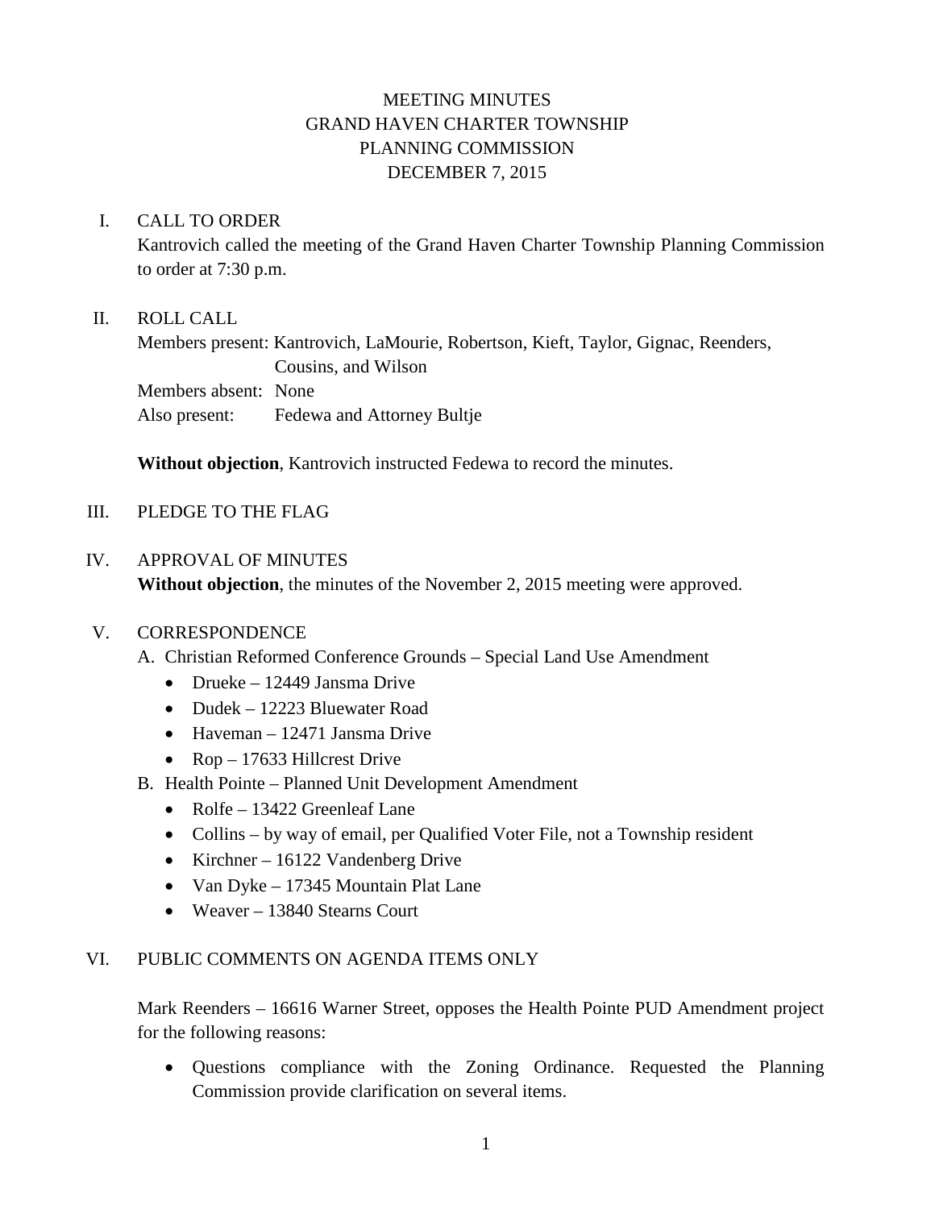# MEETING MINUTES
# GRAND HAVEN CHARTER TOWNSHIP
# PLANNING COMMISSION
# DECEMBER 7, 2015

I. CALL TO ORDER

Kantrovich called the meeting of the Grand Haven Charter Township Planning Commission to order at 7:30 p.m.

II. ROLL CALL

Members present: Kantrovich, LaMourie, Robertson, Kieft, Taylor, Gignac, Reenders, Cousins, and Wilson

Members absent: None

Also present: Fedewa and Attorney Bultje

**Without objection**, Kantrovich instructed Fedewa to record the minutes.

III. PLEDGE TO THE FLAG

IV. APPROVAL OF MINUTES

**Without objection**, the minutes of the November 2, 2015 meeting were approved.

V. CORRESPONDENCE

A. Christian Reformed Conference Grounds – Special Land Use Amendment
- Drueke – 12449 Jansma Drive
- Dudek – 12223 Bluewater Road
- Haveman – 12471 Jansma Drive
- Rop – 17633 Hillcrest Drive

B. Health Pointe – Planned Unit Development Amendment
- Rolfe – 13422 Greenleaf Lane
- Collins – by way of email, per Qualified Voter File, not a Township resident
- Kirchner – 16122 Vandenberg Drive
- Van Dyke – 17345 Mountain Plat Lane
- Weaver – 13840 Stearns Court

VI. PUBLIC COMMENTS ON AGENDA ITEMS ONLY

Mark Reenders – 16616 Warner Street, opposes the Health Pointe PUD Amendment project for the following reasons:

- Questions compliance with the Zoning Ordinance. Requested the Planning Commission provide clarification on several items.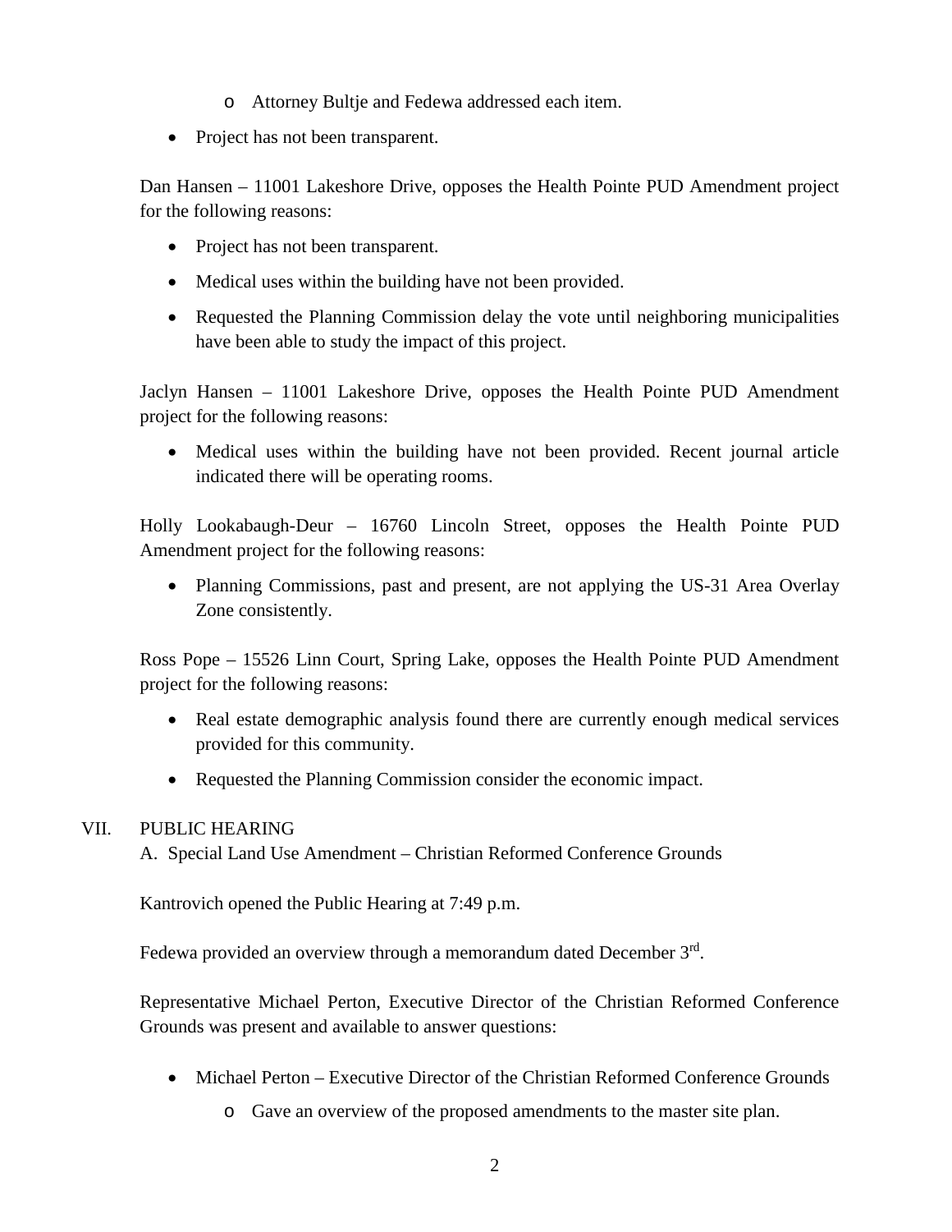- Attorney Bultje and Fedewa addressed each item.
- Project has not been transparent.

Dan Hansen – 11001 Lakeshore Drive, opposes the Health Pointe PUD Amendment project for the following reasons:

- Project has not been transparent.
- Medical uses within the building have not been provided.
- Requested the Planning Commission delay the vote until neighboring municipalities have been able to study the impact of this project.

Jaclyn Hansen – 11001 Lakeshore Drive, opposes the Health Pointe PUD Amendment project for the following reasons:

- Medical uses within the building have not been provided. Recent journal article indicated there will be operating rooms.

Holly Lookabaugh-Deur – 16760 Lincoln Street, opposes the Health Pointe PUD Amendment project for the following reasons:

- Planning Commissions, past and present, are not applying the US-31 Area Overlay Zone consistently.

Ross Pope – 15526 Linn Court, Spring Lake, opposes the Health Pointe PUD Amendment project for the following reasons:

- Real estate demographic analysis found there are currently enough medical services provided for this community.
- Requested the Planning Commission consider the economic impact.

VII. PUBLIC HEARING

A. Special Land Use Amendment – Christian Reformed Conference Grounds

Kantrovich opened the Public Hearing at 7:49 p.m.

Fedewa provided an overview through a memorandum dated December 3rd.

Representative Michael Perton, Executive Director of the Christian Reformed Conference Grounds was present and available to answer questions:

- Michael Perton – Executive Director of the Christian Reformed Conference Grounds
    - Gave an overview of the proposed amendments to the master site plan.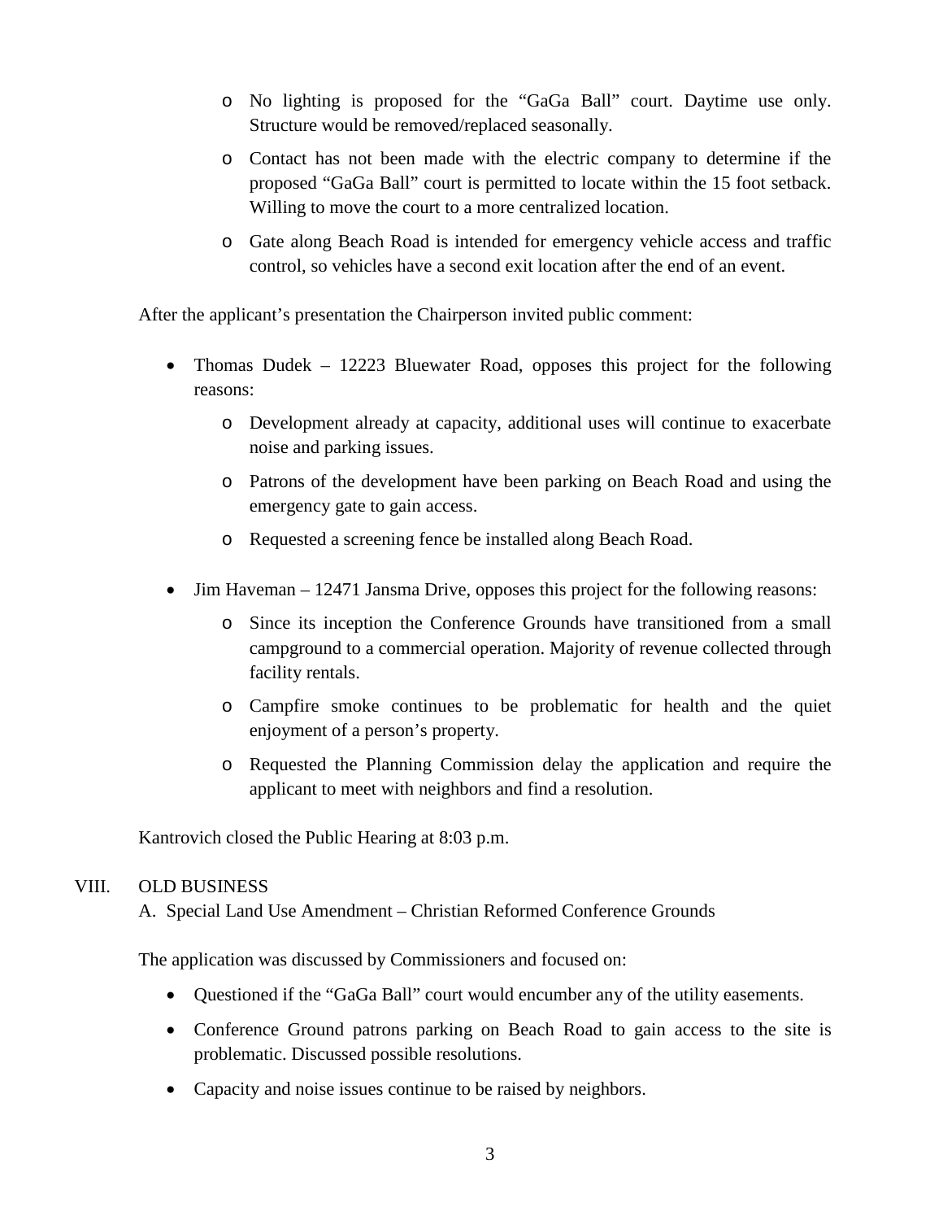- No lighting is proposed for the "GaGa Ball" court. Daytime use only. Structure would be removed/replaced seasonally.
  - Contact has not been made with the electric company to determine if the proposed "GaGa Ball" court is permitted to locate within the 15 foot setback. Willing to move the court to a more centralized location.
  - Gate along Beach Road is intended for emergency vehicle access and traffic control, so vehicles have a second exit location after the end of an event.

After the applicant's presentation the Chairperson invited public comment:

- Thomas Dudek – 12223 Bluewater Road, opposes this project for the following reasons:
  - Development already at capacity, additional uses will continue to exacerbate noise and parking issues.
  - Patrons of the development have been parking on Beach Road and using the emergency gate to gain access.
  - Requested a screening fence be installed along Beach Road.

- Jim Haveman – 12471 Jansma Drive, opposes this project for the following reasons:
  - Since its inception the Conference Grounds have transitioned from a small campground to a commercial operation. Majority of revenue collected through facility rentals.
  - Campfire smoke continues to be problematic for health and the quiet enjoyment of a person's property.
  - Requested the Planning Commission delay the application and require the applicant to meet with neighbors and find a resolution.

Kantrovich closed the Public Hearing at 8:03 p.m.

## VIII. OLD BUSINESS

A. Special Land Use Amendment – Christian Reformed Conference Grounds

The application was discussed by Commissioners and focused on:

- Questioned if the "GaGa Ball" court would encumber any of the utility easements.
- Conference Ground patrons parking on Beach Road to gain access to the site is problematic. Discussed possible resolutions.
- Capacity and noise issues continue to be raised by neighbors.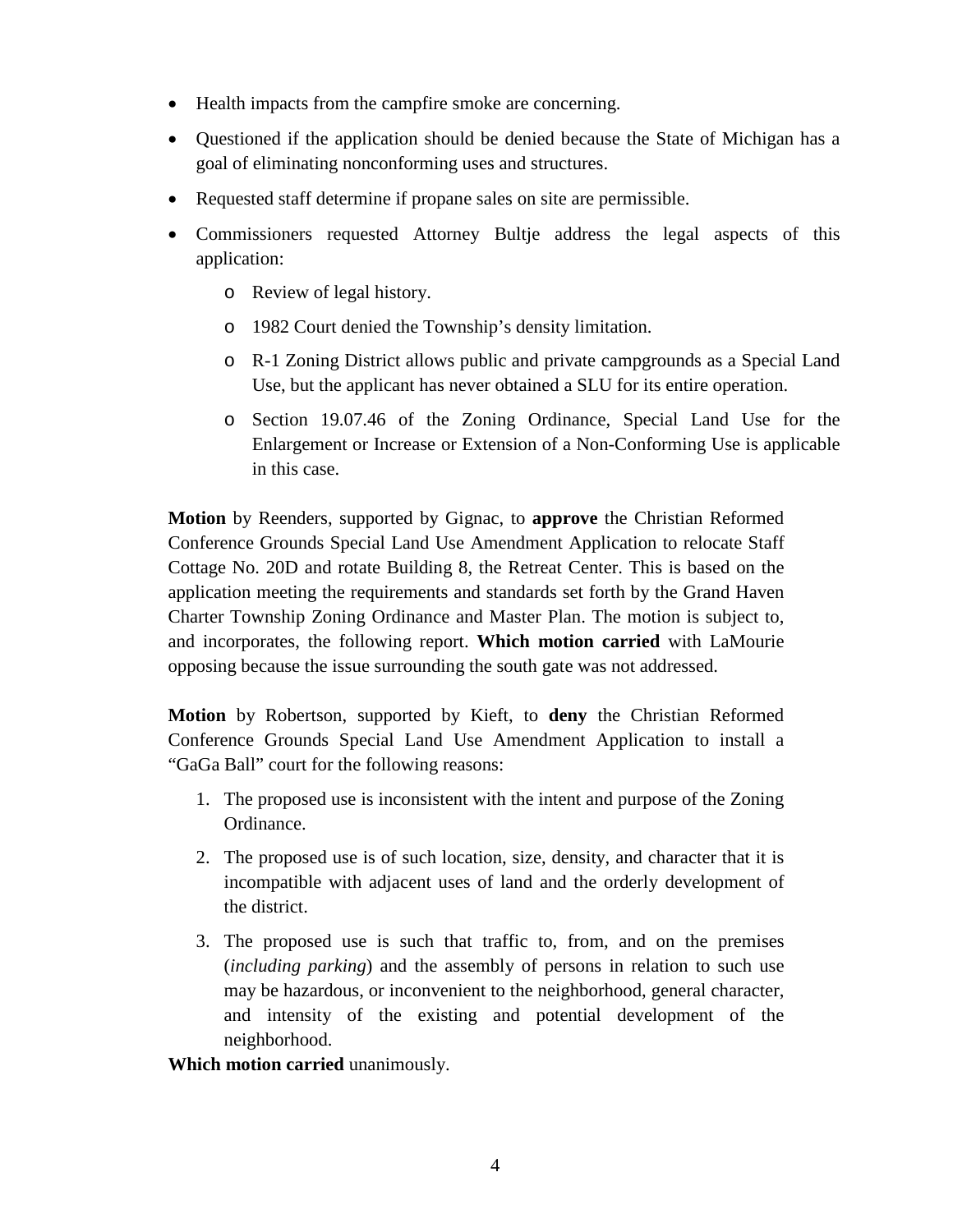- Health impacts from the campfire smoke are concerning.
- Questioned if the application should be denied because the State of Michigan has a goal of eliminating nonconforming uses and structures.
- Requested staff determine if propane sales on site are permissible.
- Commissioners requested Attorney Bultje address the legal aspects of this application:
  - Review of legal history.
  - 1982 Court denied the Township's density limitation.
  - R-1 Zoning District allows public and private campgrounds as a Special Land Use, but the applicant has never obtained a SLU for its entire operation.
  - Section 19.07.46 of the Zoning Ordinance, Special Land Use for the Enlargement or Increase or Extension of a Non-Conforming Use is applicable in this case.

**Motion** by Reenders, supported by Gignac, to **approve** the Christian Reformed Conference Grounds Special Land Use Amendment Application to relocate Staff Cottage No. 20D and rotate Building 8, the Retreat Center. This is based on the application meeting the requirements and standards set forth by the Grand Haven Charter Township Zoning Ordinance and Master Plan. The motion is subject to, and incorporates, the following report. **Which motion carried** with LaMourie opposing because the issue surrounding the south gate was not addressed.

**Motion** by Robertson, supported by Kieft, to **deny** the Christian Reformed Conference Grounds Special Land Use Amendment Application to install a "GaGa Ball" court for the following reasons:

1. The proposed use is inconsistent with the intent and purpose of the Zoning Ordinance.
2. The proposed use is of such location, size, density, and character that it is incompatible with adjacent uses of land and the orderly development of the district.
3. The proposed use is such that traffic to, from, and on the premises (*including parking*) and the assembly of persons in relation to such use may be hazardous, or inconvenient to the neighborhood, general character, and intensity of the existing and potential development of the neighborhood.

**Which motion carried** unanimously.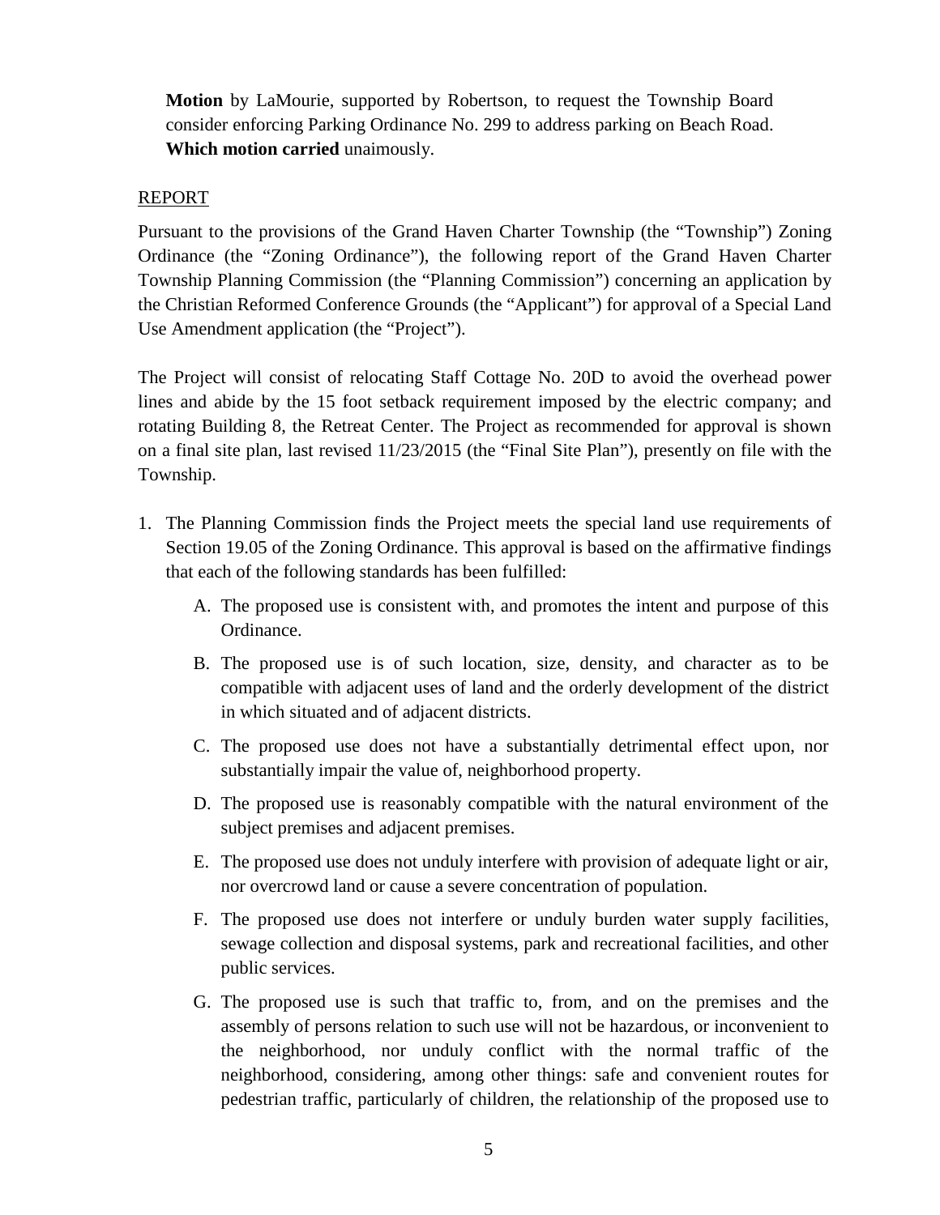**Motion** by LaMourie, supported by Robertson, to request the Township Board consider enforcing Parking Ordinance No. 299 to address parking on Beach Road. **Which motion carried** unaimously.

<u>REPORT</u>

Pursuant to the provisions of the Grand Haven Charter Township (the "Township") Zoning Ordinance (the "Zoning Ordinance"), the following report of the Grand Haven Charter Township Planning Commission (the "Planning Commission") concerning an application by the Christian Reformed Conference Grounds (the "Applicant") for approval of a Special Land Use Amendment application (the "Project").

The Project will consist of relocating Staff Cottage No. 20D to avoid the overhead power lines and abide by the 15 foot setback requirement imposed by the electric company; and rotating Building 8, the Retreat Center. The Project as recommended for approval is shown on a final site plan, last revised 11/23/2015 (the "Final Site Plan"), presently on file with the Township.

1. The Planning Commission finds the Project meets the special land use requirements of Section 19.05 of the Zoning Ordinance. This approval is based on the affirmative findings that each of the following standards has been fulfilled:

   A. The proposed use is consistent with, and promotes the intent and purpose of this Ordinance.

   B. The proposed use is of such location, size, density, and character as to be compatible with adjacent uses of land and the orderly development of the district in which situated and of adjacent districts.

   C. The proposed use does not have a substantially detrimental effect upon, nor substantially impair the value of, neighborhood property.

   D. The proposed use is reasonably compatible with the natural environment of the subject premises and adjacent premises.

   E. The proposed use does not unduly interfere with provision of adequate light or air, nor overcrowd land or cause a severe concentration of population.

   F. The proposed use does not interfere or unduly burden water supply facilities, sewage collection and disposal systems, park and recreational facilities, and other public services.

   G. The proposed use is such that traffic to, from, and on the premises and the assembly of persons relation to such use will not be hazardous, or inconvenient to the neighborhood, nor unduly conflict with the normal traffic of the neighborhood, considering, among other things: safe and convenient routes for pedestrian traffic, particularly of children, the relationship of the proposed use to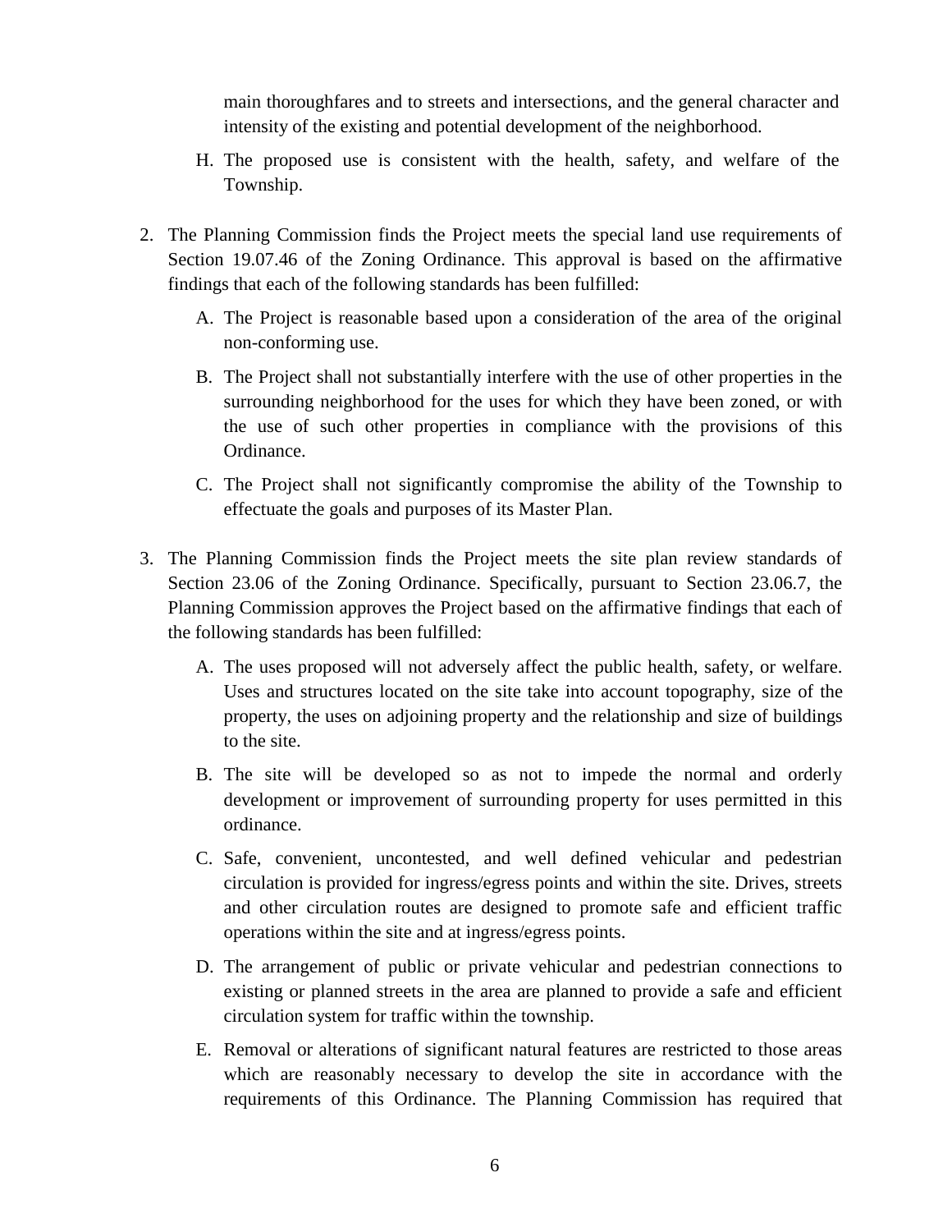main thoroughfares and to streets and intersections, and the general character and intensity of the existing and potential development of the neighborhood.

H. The proposed use is consistent with the health, safety, and welfare of the Township.

2. The Planning Commission finds the Project meets the special land use requirements of Section 19.07.46 of the Zoning Ordinance. This approval is based on the affirmative findings that each of the following standards has been fulfilled:

   A. The Project is reasonable based upon a consideration of the area of the original non-conforming use.

   B. The Project shall not substantially interfere with the use of other properties in the surrounding neighborhood for the uses for which they have been zoned, or with the use of such other properties in compliance with the provisions of this Ordinance.

   C. The Project shall not significantly compromise the ability of the Township to effectuate the goals and purposes of its Master Plan.

3. The Planning Commission finds the Project meets the site plan review standards of Section 23.06 of the Zoning Ordinance. Specifically, pursuant to Section 23.06.7, the Planning Commission approves the Project based on the affirmative findings that each of the following standards has been fulfilled:

   A. The uses proposed will not adversely affect the public health, safety, or welfare. Uses and structures located on the site take into account topography, size of the property, the uses on adjoining property and the relationship and size of buildings to the site.

   B. The site will be developed so as not to impede the normal and orderly development or improvement of surrounding property for uses permitted in this ordinance.

   C. Safe, convenient, uncontested, and well defined vehicular and pedestrian circulation is provided for ingress/egress points and within the site. Drives, streets and other circulation routes are designed to promote safe and efficient traffic operations within the site and at ingress/egress points.

   D. The arrangement of public or private vehicular and pedestrian connections to existing or planned streets in the area are planned to provide a safe and efficient circulation system for traffic within the township.

   E. Removal or alterations of significant natural features are restricted to those areas which are reasonably necessary to develop the site in accordance with the requirements of this Ordinance. The Planning Commission has required that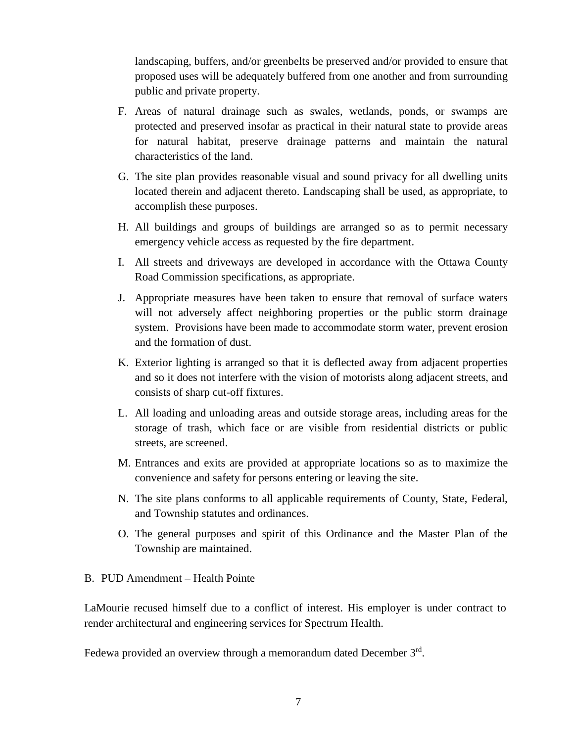landscaping, buffers, and/or greenbelts be preserved and/or provided to ensure that proposed uses will be adequately buffered from one another and from surrounding public and private property.

F. Areas of natural drainage such as swales, wetlands, ponds, or swamps are protected and preserved insofar as practical in their natural state to provide areas for natural habitat, preserve drainage patterns and maintain the natural characteristics of the land.

G. The site plan provides reasonable visual and sound privacy for all dwelling units located therein and adjacent thereto. Landscaping shall be used, as appropriate, to accomplish these purposes.

H. All buildings and groups of buildings are arranged so as to permit necessary emergency vehicle access as requested by the fire department.

I. All streets and driveways are developed in accordance with the Ottawa County Road Commission specifications, as appropriate.

J. Appropriate measures have been taken to ensure that removal of surface waters will not adversely affect neighboring properties or the public storm drainage system. Provisions have been made to accommodate storm water, prevent erosion and the formation of dust.

K. Exterior lighting is arranged so that it is deflected away from adjacent properties and so it does not interfere with the vision of motorists along adjacent streets, and consists of sharp cut-off fixtures.

L. All loading and unloading areas and outside storage areas, including areas for the storage of trash, which face or are visible from residential districts or public streets, are screened.

M. Entrances and exits are provided at appropriate locations so as to maximize the convenience and safety for persons entering or leaving the site.

N. The site plans conforms to all applicable requirements of County, State, Federal, and Township statutes and ordinances.

O. The general purposes and spirit of this Ordinance and the Master Plan of the Township are maintained.

B. PUD Amendment – Health Pointe

LaMourie recused himself due to a conflict of interest. His employer is under contract to render architectural and engineering services for Spectrum Health.

Fedewa provided an overview through a memorandum dated December 3rd.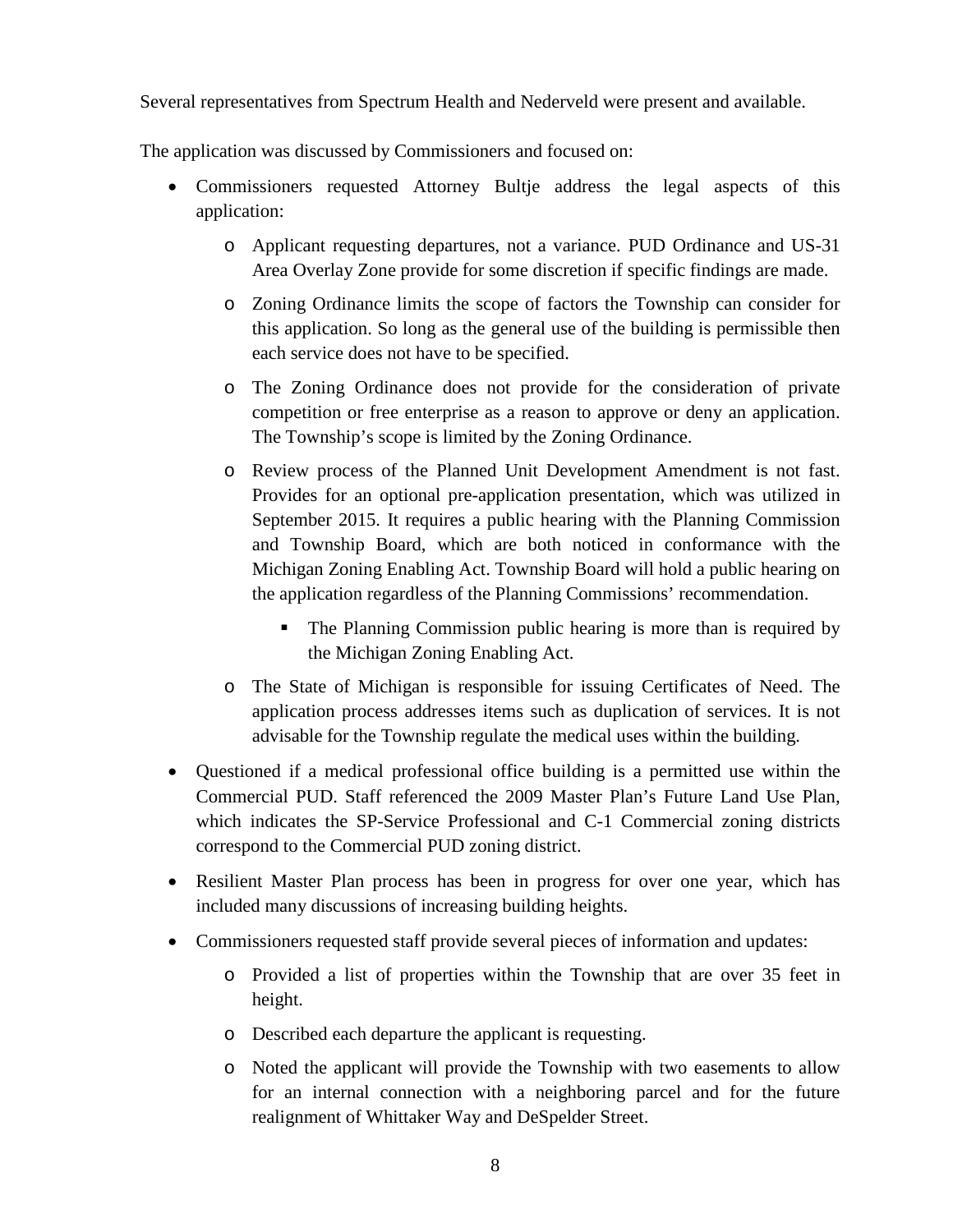Several representatives from Spectrum Health and Nederveld were present and available.

The application was discussed by Commissioners and focused on:

- Commissioners requested Attorney Bultje address the legal aspects of this application:
  - Applicant requesting departures, not a variance. PUD Ordinance and US-31 Area Overlay Zone provide for some discretion if specific findings are made.
  - Zoning Ordinance limits the scope of factors the Township can consider for this application. So long as the general use of the building is permissible then each service does not have to be specified.
  - The Zoning Ordinance does not provide for the consideration of private competition or free enterprise as a reason to approve or deny an application. The Township's scope is limited by the Zoning Ordinance.
  - Review process of the Planned Unit Development Amendment is not fast. Provides for an optional pre-application presentation, which was utilized in September 2015. It requires a public hearing with the Planning Commission and Township Board, which are both noticed in conformance with the Michigan Zoning Enabling Act. Township Board will hold a public hearing on the application regardless of the Planning Commissions' recommendation.
    - The Planning Commission public hearing is more than is required by the Michigan Zoning Enabling Act.
  - The State of Michigan is responsible for issuing Certificates of Need. The application process addresses items such as duplication of services. It is not advisable for the Township regulate the medical uses within the building.
- Questioned if a medical professional office building is a permitted use within the Commercial PUD. Staff referenced the 2009 Master Plan's Future Land Use Plan, which indicates the SP-Service Professional and C-1 Commercial zoning districts correspond to the Commercial PUD zoning district.
- Resilient Master Plan process has been in progress for over one year, which has included many discussions of increasing building heights.
- Commissioners requested staff provide several pieces of information and updates:
  - Provided a list of properties within the Township that are over 35 feet in height.
  - Described each departure the applicant is requesting.
  - Noted the applicant will provide the Township with two easements to allow for an internal connection with a neighboring parcel and for the future realignment of Whittaker Way and DeSpelder Street.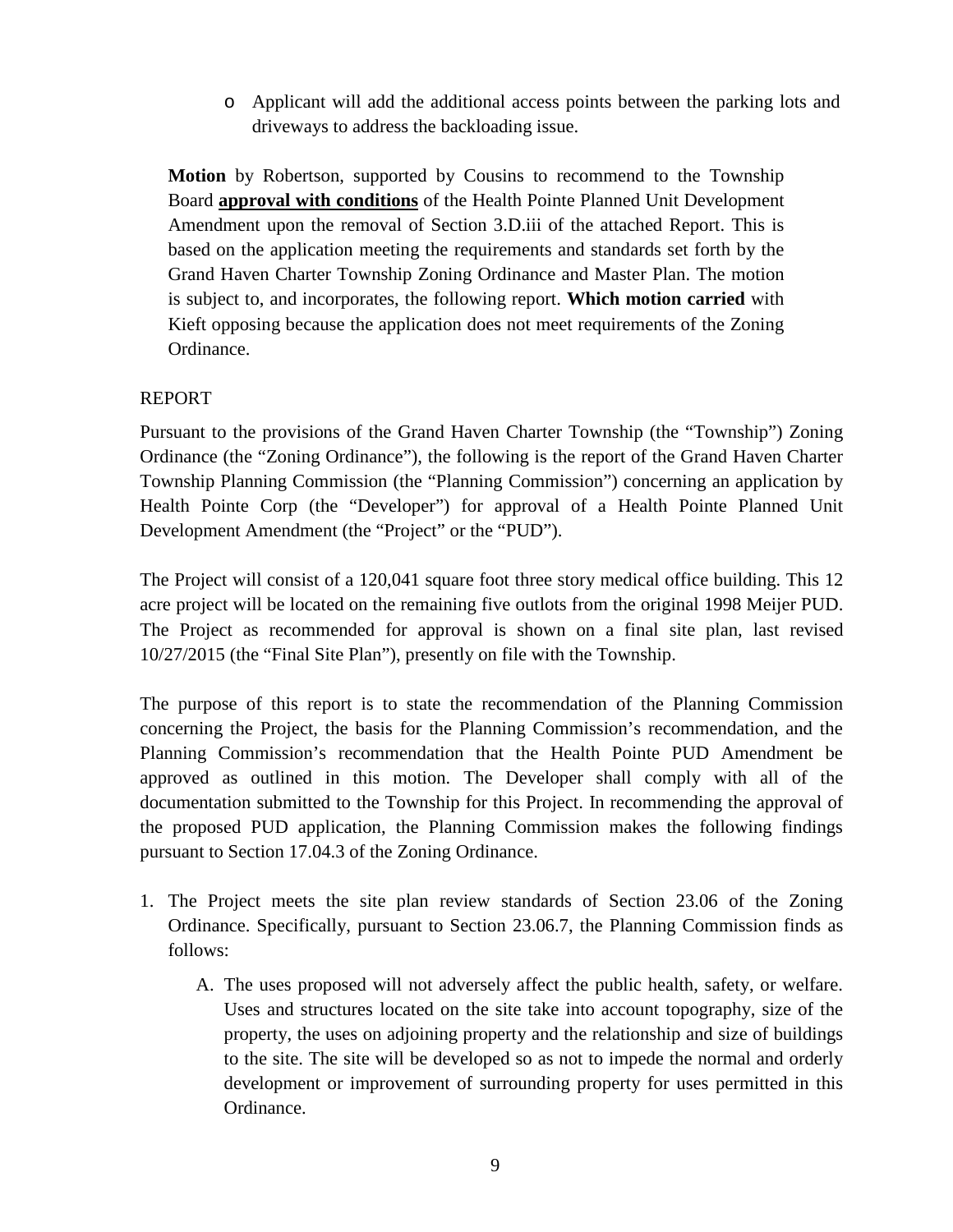- Applicant will add the additional access points between the parking lots and driveways to address the backloading issue.

**Motion** by Robertson, supported by Cousins to recommend to the Township Board **approval with conditions** of the Health Pointe Planned Unit Development Amendment upon the removal of Section 3.D.iii of the attached Report. This is based on the application meeting the requirements and standards set forth by the Grand Haven Charter Township Zoning Ordinance and Master Plan. The motion is subject to, and incorporates, the following report. **Which motion carried** with Kieft opposing because the application does not meet requirements of the Zoning Ordinance.

REPORT

Pursuant to the provisions of the Grand Haven Charter Township (the "Township") Zoning Ordinance (the "Zoning Ordinance"), the following is the report of the Grand Haven Charter Township Planning Commission (the "Planning Commission") concerning an application by Health Pointe Corp (the "Developer") for approval of a Health Pointe Planned Unit Development Amendment (the "Project" or the "PUD").

The Project will consist of a 120,041 square foot three story medical office building. This 12 acre project will be located on the remaining five outlots from the original 1998 Meijer PUD. The Project as recommended for approval is shown on a final site plan, last revised 10/27/2015 (the "Final Site Plan"), presently on file with the Township.

The purpose of this report is to state the recommendation of the Planning Commission concerning the Project, the basis for the Planning Commission's recommendation, and the Planning Commission's recommendation that the Health Pointe PUD Amendment be approved as outlined in this motion. The Developer shall comply with all of the documentation submitted to the Township for this Project. In recommending the approval of the proposed PUD application, the Planning Commission makes the following findings pursuant to Section 17.04.3 of the Zoning Ordinance.

1. The Project meets the site plan review standards of Section 23.06 of the Zoning Ordinance. Specifically, pursuant to Section 23.06.7, the Planning Commission finds as follows:

   A. The uses proposed will not adversely affect the public health, safety, or welfare. Uses and structures located on the site take into account topography, size of the property, the uses on adjoining property and the relationship and size of buildings to the site. The site will be developed so as not to impede the normal and orderly development or improvement of surrounding property for uses permitted in this Ordinance.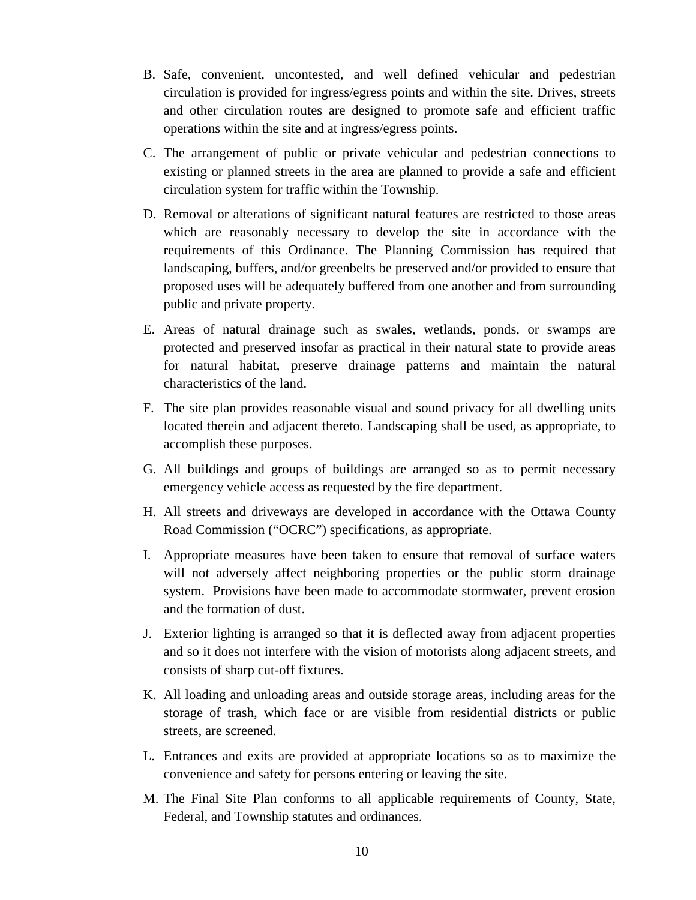B. Safe, convenient, uncontested, and well defined vehicular and pedestrian circulation is provided for ingress/egress points and within the site. Drives, streets and other circulation routes are designed to promote safe and efficient traffic operations within the site and at ingress/egress points.

C. The arrangement of public or private vehicular and pedestrian connections to existing or planned streets in the area are planned to provide a safe and efficient circulation system for traffic within the Township.

D. Removal or alterations of significant natural features are restricted to those areas which are reasonably necessary to develop the site in accordance with the requirements of this Ordinance. The Planning Commission has required that landscaping, buffers, and/or greenbelts be preserved and/or provided to ensure that proposed uses will be adequately buffered from one another and from surrounding public and private property.

E. Areas of natural drainage such as swales, wetlands, ponds, or swamps are protected and preserved insofar as practical in their natural state to provide areas for natural habitat, preserve drainage patterns and maintain the natural characteristics of the land.

F. The site plan provides reasonable visual and sound privacy for all dwelling units located therein and adjacent thereto. Landscaping shall be used, as appropriate, to accomplish these purposes.

G. All buildings and groups of buildings are arranged so as to permit necessary emergency vehicle access as requested by the fire department.

H. All streets and driveways are developed in accordance with the Ottawa County Road Commission ("OCRC") specifications, as appropriate.

I. Appropriate measures have been taken to ensure that removal of surface waters will not adversely affect neighboring properties or the public storm drainage system. Provisions have been made to accommodate stormwater, prevent erosion and the formation of dust.

J. Exterior lighting is arranged so that it is deflected away from adjacent properties and so it does not interfere with the vision of motorists along adjacent streets, and consists of sharp cut-off fixtures.

K. All loading and unloading areas and outside storage areas, including areas for the storage of trash, which face or are visible from residential districts or public streets, are screened.

L. Entrances and exits are provided at appropriate locations so as to maximize the convenience and safety for persons entering or leaving the site.

M. The Final Site Plan conforms to all applicable requirements of County, State, Federal, and Township statutes and ordinances.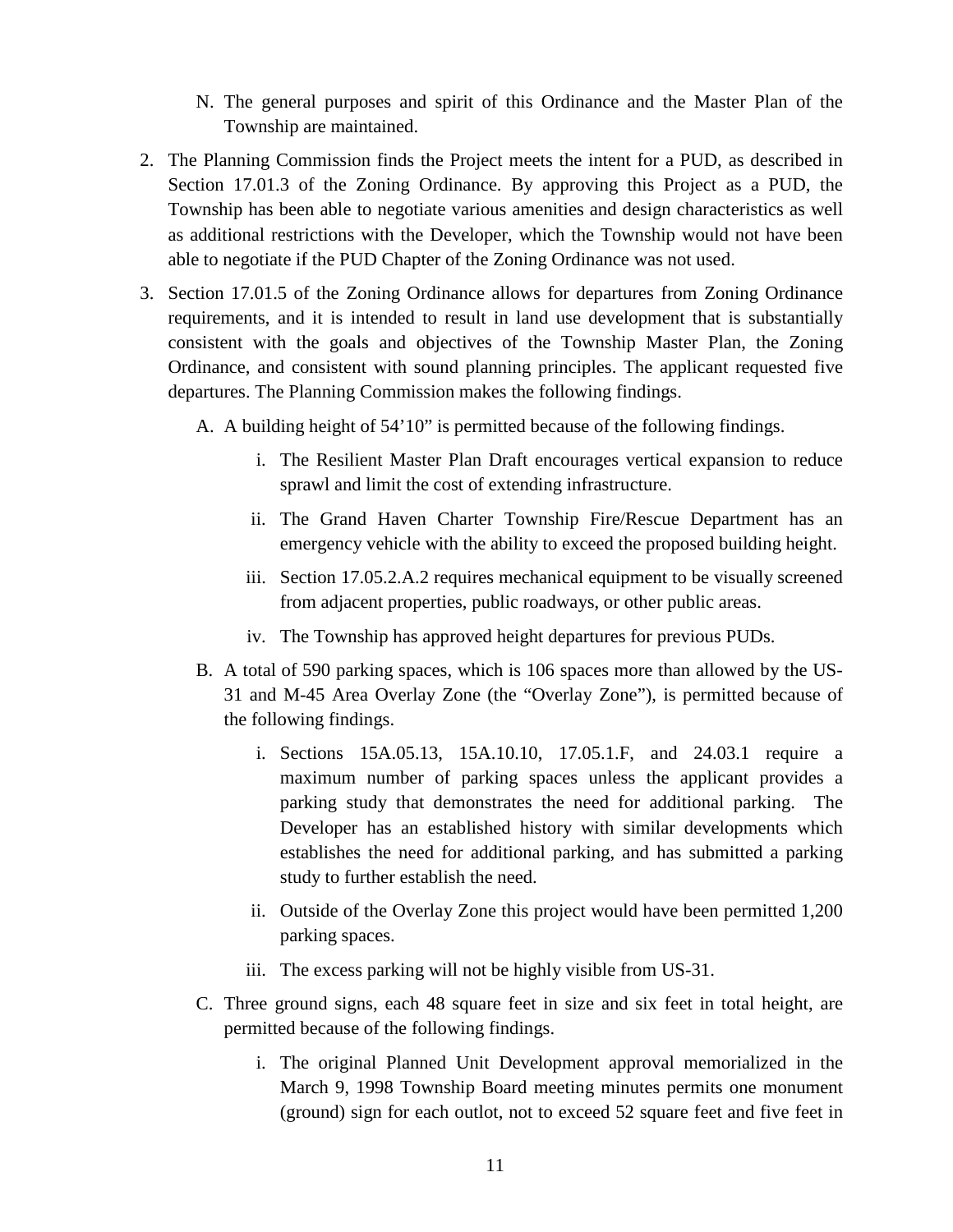N. The general purposes and spirit of this Ordinance and the Master Plan of the Township are maintained.

2. The Planning Commission finds the Project meets the intent for a PUD, as described in Section 17.01.3 of the Zoning Ordinance. By approving this Project as a PUD, the Township has been able to negotiate various amenities and design characteristics as well as additional restrictions with the Developer, which the Township would not have been able to negotiate if the PUD Chapter of the Zoning Ordinance was not used.

3. Section 17.01.5 of the Zoning Ordinance allows for departures from Zoning Ordinance requirements, and it is intended to result in land use development that is substantially consistent with the goals and objectives of the Township Master Plan, the Zoning Ordinance, and consistent with sound planning principles. The applicant requested five departures. The Planning Commission makes the following findings.

   A. A building height of 54'10" is permitted because of the following findings.

      i. The Resilient Master Plan Draft encourages vertical expansion to reduce sprawl and limit the cost of extending infrastructure.

      ii. The Grand Haven Charter Township Fire/Rescue Department has an emergency vehicle with the ability to exceed the proposed building height.

      iii. Section 17.05.2.A.2 requires mechanical equipment to be visually screened from adjacent properties, public roadways, or other public areas.

      iv. The Township has approved height departures for previous PUDs.

   B. A total of 590 parking spaces, which is 106 spaces more than allowed by the US-31 and M-45 Area Overlay Zone (the "Overlay Zone"), is permitted because of the following findings.

      i. Sections 15A.05.13, 15A.10.10, 17.05.1.F, and 24.03.1 require a maximum number of parking spaces unless the applicant provides a parking study that demonstrates the need for additional parking. The Developer has an established history with similar developments which establishes the need for additional parking, and has submitted a parking study to further establish the need.

      ii. Outside of the Overlay Zone this project would have been permitted 1,200 parking spaces.

      iii. The excess parking will not be highly visible from US-31.

   C. Three ground signs, each 48 square feet in size and six feet in total height, are permitted because of the following findings.

      i. The original Planned Unit Development approval memorialized in the March 9, 1998 Township Board meeting minutes permits one monument (ground) sign for each outlot, not to exceed 52 square feet and five feet in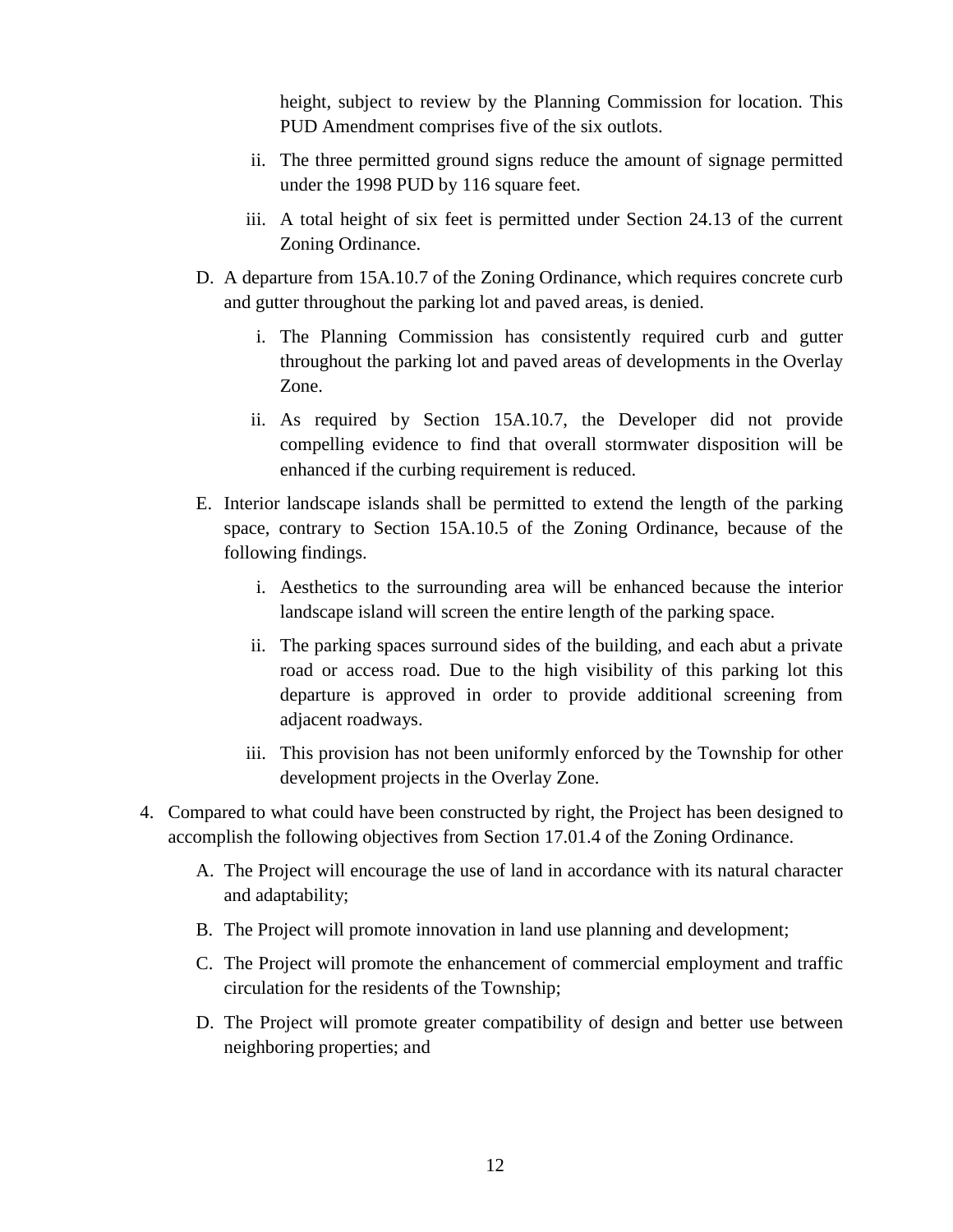height, subject to review by the Planning Commission for location. This PUD Amendment comprises five of the six outlots.

   ii. The three permitted ground signs reduce the amount of signage permitted under the 1998 PUD by 116 square feet.

   iii. A total height of six feet is permitted under Section 24.13 of the current Zoning Ordinance.

D. A departure from 15A.10.7 of the Zoning Ordinance, which requires concrete curb and gutter throughout the parking lot and paved areas, is denied.

   i. The Planning Commission has consistently required curb and gutter throughout the parking lot and paved areas of developments in the Overlay Zone.

   ii. As required by Section 15A.10.7, the Developer did not provide compelling evidence to find that overall stormwater disposition will be enhanced if the curbing requirement is reduced.

E. Interior landscape islands shall be permitted to extend the length of the parking space, contrary to Section 15A.10.5 of the Zoning Ordinance, because of the following findings.

   i. Aesthetics to the surrounding area will be enhanced because the interior landscape island will screen the entire length of the parking space.

   ii. The parking spaces surround sides of the building, and each abut a private road or access road. Due to the high visibility of this parking lot this departure is approved in order to provide additional screening from adjacent roadways.

   iii. This provision has not been uniformly enforced by the Township for other development projects in the Overlay Zone.

4. Compared to what could have been constructed by right, the Project has been designed to accomplish the following objectives from Section 17.01.4 of the Zoning Ordinance.

   A. The Project will encourage the use of land in accordance with its natural character and adaptability;

   B. The Project will promote innovation in land use planning and development;

   C. The Project will promote the enhancement of commercial employment and traffic circulation for the residents of the Township;

   D. The Project will promote greater compatibility of design and better use between neighboring properties; and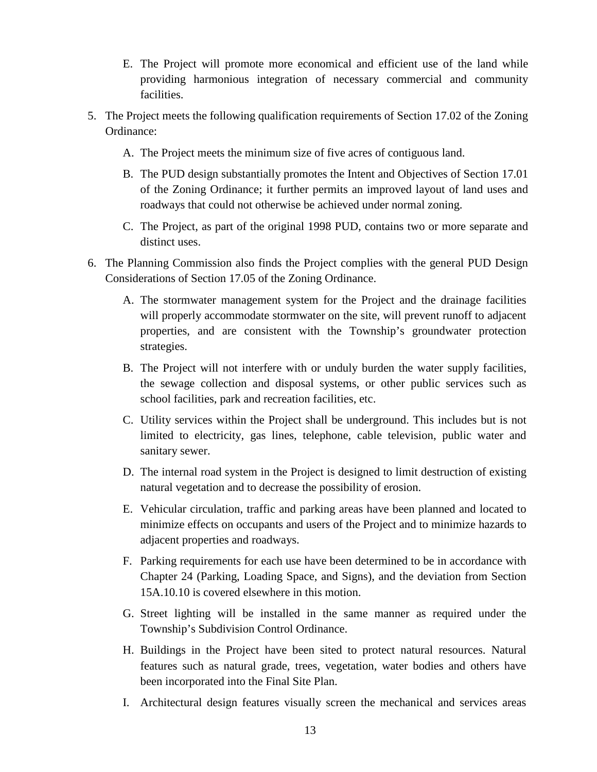E. The Project will promote more economical and efficient use of the land while providing harmonious integration of necessary commercial and community facilities.

5. The Project meets the following qualification requirements of Section 17.02 of the Zoning Ordinance:

   A. The Project meets the minimum size of five acres of contiguous land.

   B. The PUD design substantially promotes the Intent and Objectives of Section 17.01 of the Zoning Ordinance; it further permits an improved layout of land uses and roadways that could not otherwise be achieved under normal zoning.

   C. The Project, as part of the original 1998 PUD, contains two or more separate and distinct uses.

6. The Planning Commission also finds the Project complies with the general PUD Design Considerations of Section 17.05 of the Zoning Ordinance.

   A. The stormwater management system for the Project and the drainage facilities will properly accommodate stormwater on the site, will prevent runoff to adjacent properties, and are consistent with the Township's groundwater protection strategies.

   B. The Project will not interfere with or unduly burden the water supply facilities, the sewage collection and disposal systems, or other public services such as school facilities, park and recreation facilities, etc.

   C. Utility services within the Project shall be underground. This includes but is not limited to electricity, gas lines, telephone, cable television, public water and sanitary sewer.

   D. The internal road system in the Project is designed to limit destruction of existing natural vegetation and to decrease the possibility of erosion.

   E. Vehicular circulation, traffic and parking areas have been planned and located to minimize effects on occupants and users of the Project and to minimize hazards to adjacent properties and roadways.

   F. Parking requirements for each use have been determined to be in accordance with Chapter 24 (Parking, Loading Space, and Signs), and the deviation from Section 15A.10.10 is covered elsewhere in this motion.

   G. Street lighting will be installed in the same manner as required under the Township's Subdivision Control Ordinance.

   H. Buildings in the Project have been sited to protect natural resources. Natural features such as natural grade, trees, vegetation, water bodies and others have been incorporated into the Final Site Plan.

   I. Architectural design features visually screen the mechanical and services areas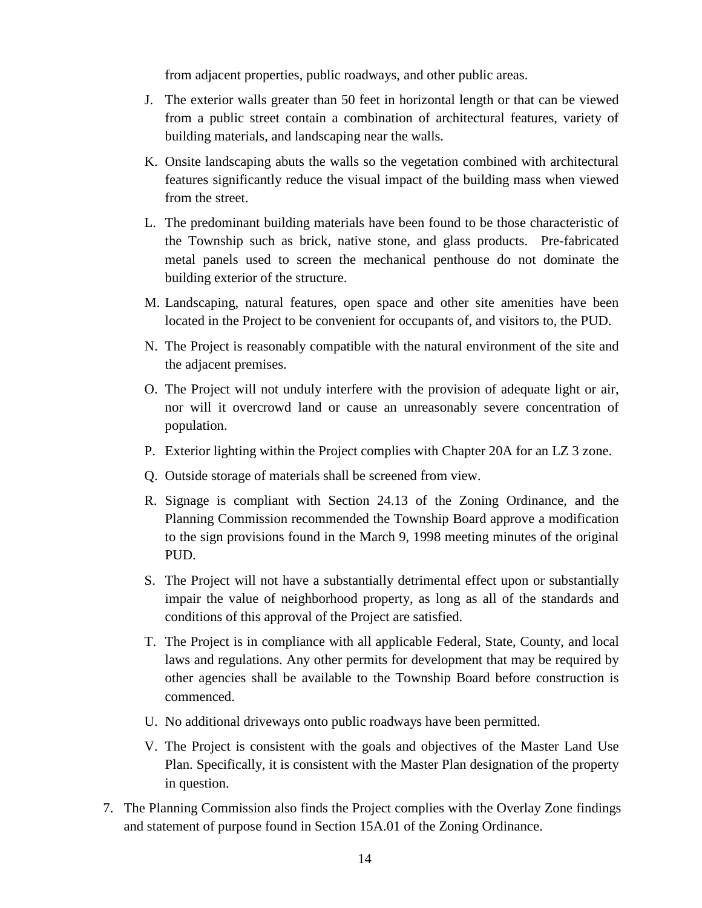from adjacent properties, public roadways, and other public areas.

J. The exterior walls greater than 50 feet in horizontal length or that can be viewed from a public street contain a combination of architectural features, variety of building materials, and landscaping near the walls.

K. Onsite landscaping abuts the walls so the vegetation combined with architectural features significantly reduce the visual impact of the building mass when viewed from the street.

L. The predominant building materials have been found to be those characteristic of the Township such as brick, native stone, and glass products. Pre-fabricated metal panels used to screen the mechanical penthouse do not dominate the building exterior of the structure.

M. Landscaping, natural features, open space and other site amenities have been located in the Project to be convenient for occupants of, and visitors to, the PUD.

N. The Project is reasonably compatible with the natural environment of the site and the adjacent premises.

O. The Project will not unduly interfere with the provision of adequate light or air, nor will it overcrowd land or cause an unreasonably severe concentration of population.

P. Exterior lighting within the Project complies with Chapter 20A for an LZ 3 zone.

Q. Outside storage of materials shall be screened from view.

R. Signage is compliant with Section 24.13 of the Zoning Ordinance, and the Planning Commission recommended the Township Board approve a modification to the sign provisions found in the March 9, 1998 meeting minutes of the original PUD.

S. The Project will not have a substantially detrimental effect upon or substantially impair the value of neighborhood property, as long as all of the standards and conditions of this approval of the Project are satisfied.

T. The Project is in compliance with all applicable Federal, State, County, and local laws and regulations. Any other permits for development that may be required by other agencies shall be available to the Township Board before construction is commenced.

U. No additional driveways onto public roadways have been permitted.

V. The Project is consistent with the goals and objectives of the Master Land Use Plan. Specifically, it is consistent with the Master Plan designation of the property in question.

7. The Planning Commission also finds the Project complies with the Overlay Zone findings and statement of purpose found in Section 15A.01 of the Zoning Ordinance.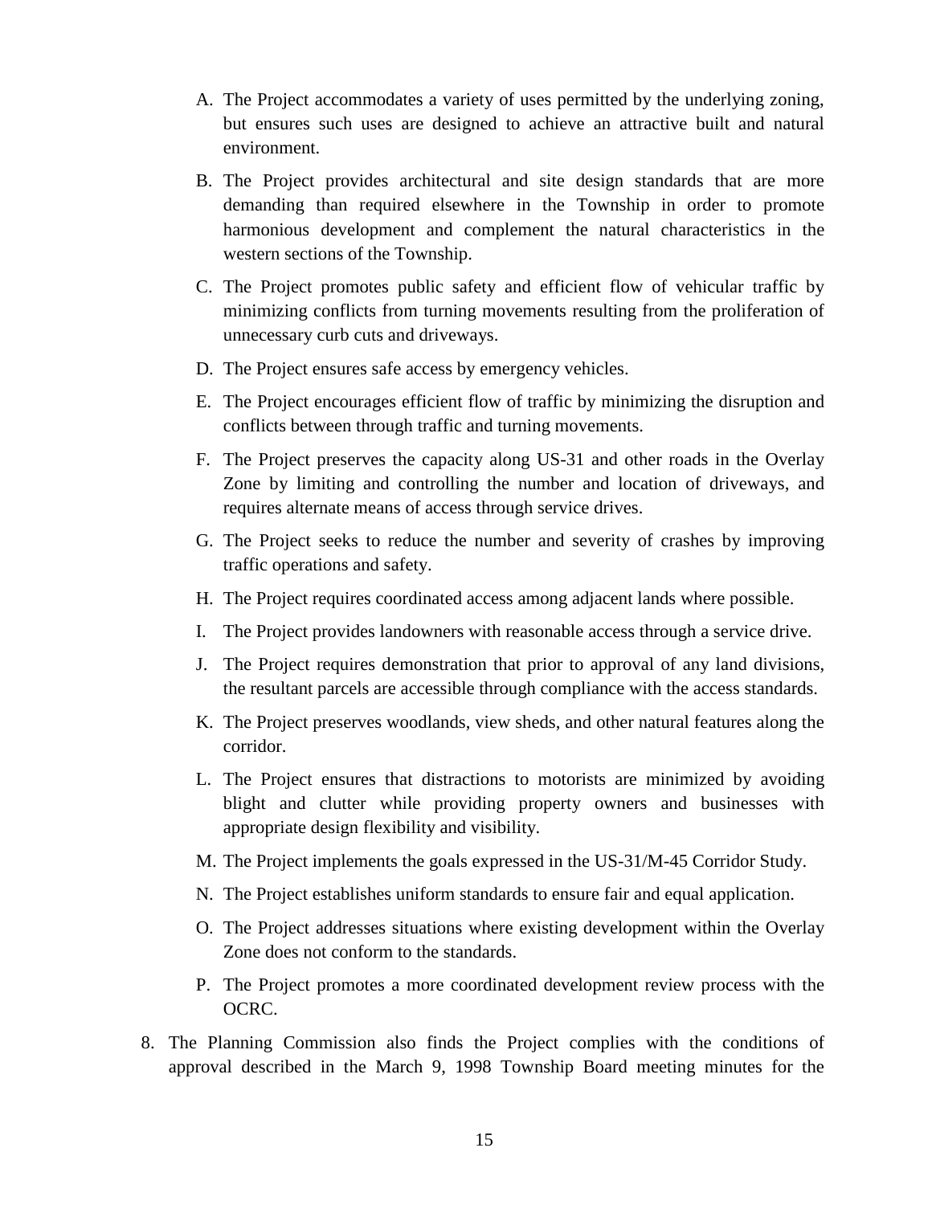A. The Project accommodates a variety of uses permitted by the underlying zoning, but ensures such uses are designed to achieve an attractive built and natural environment.

B. The Project provides architectural and site design standards that are more demanding than required elsewhere in the Township in order to promote harmonious development and complement the natural characteristics in the western sections of the Township.

C. The Project promotes public safety and efficient flow of vehicular traffic by minimizing conflicts from turning movements resulting from the proliferation of unnecessary curb cuts and driveways.

D. The Project ensures safe access by emergency vehicles.

E. The Project encourages efficient flow of traffic by minimizing the disruption and conflicts between through traffic and turning movements.

F. The Project preserves the capacity along US-31 and other roads in the Overlay Zone by limiting and controlling the number and location of driveways, and requires alternate means of access through service drives.

G. The Project seeks to reduce the number and severity of crashes by improving traffic operations and safety.

H. The Project requires coordinated access among adjacent lands where possible.

I. The Project provides landowners with reasonable access through a service drive.

J. The Project requires demonstration that prior to approval of any land divisions, the resultant parcels are accessible through compliance with the access standards.

K. The Project preserves woodlands, view sheds, and other natural features along the corridor.

L. The Project ensures that distractions to motorists are minimized by avoiding blight and clutter while providing property owners and businesses with appropriate design flexibility and visibility.

M. The Project implements the goals expressed in the US-31/M-45 Corridor Study.

N. The Project establishes uniform standards to ensure fair and equal application.

O. The Project addresses situations where existing development within the Overlay Zone does not conform to the standards.

P. The Project promotes a more coordinated development review process with the OCRC.

8. The Planning Commission also finds the Project complies with the conditions of approval described in the March 9, 1998 Township Board meeting minutes for the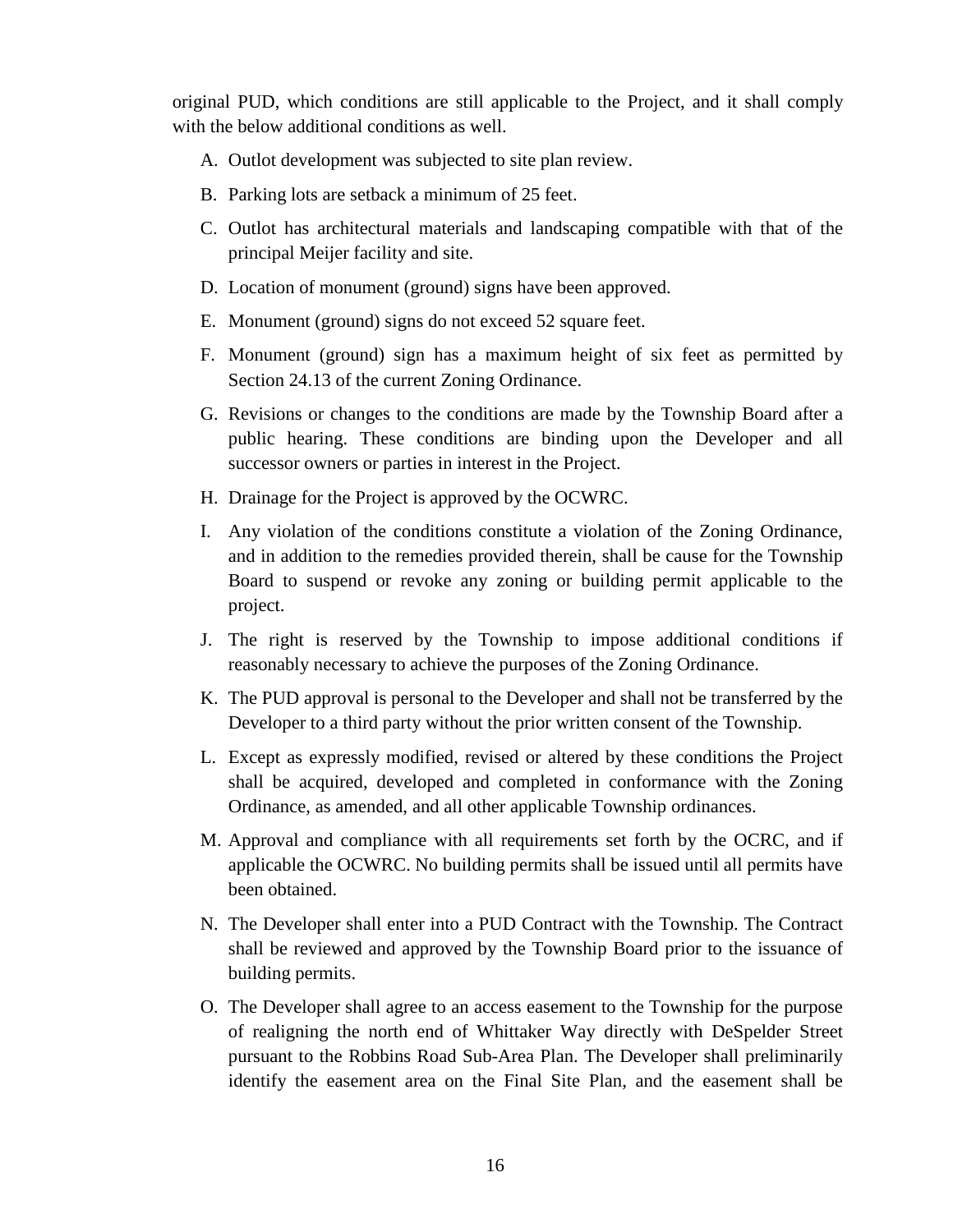original PUD, which conditions are still applicable to the Project, and it shall comply with the below additional conditions as well.

A. Outlot development was subjected to site plan review.

B. Parking lots are setback a minimum of 25 feet.

C. Outlot has architectural materials and landscaping compatible with that of the principal Meijer facility and site.

D. Location of monument (ground) signs have been approved.

E. Monument (ground) signs do not exceed 52 square feet.

F. Monument (ground) sign has a maximum height of six feet as permitted by Section 24.13 of the current Zoning Ordinance.

G. Revisions or changes to the conditions are made by the Township Board after a public hearing. These conditions are binding upon the Developer and all successor owners or parties in interest in the Project.

H. Drainage for the Project is approved by the OCWRC.

I. Any violation of the conditions constitute a violation of the Zoning Ordinance, and in addition to the remedies provided therein, shall be cause for the Township Board to suspend or revoke any zoning or building permit applicable to the project.

J. The right is reserved by the Township to impose additional conditions if reasonably necessary to achieve the purposes of the Zoning Ordinance.

K. The PUD approval is personal to the Developer and shall not be transferred by the Developer to a third party without the prior written consent of the Township.

L. Except as expressly modified, revised or altered by these conditions the Project shall be acquired, developed and completed in conformance with the Zoning Ordinance, as amended, and all other applicable Township ordinances.

M. Approval and compliance with all requirements set forth by the OCRC, and if applicable the OCWRC. No building permits shall be issued until all permits have been obtained.

N. The Developer shall enter into a PUD Contract with the Township. The Contract shall be reviewed and approved by the Township Board prior to the issuance of building permits.

O. The Developer shall agree to an access easement to the Township for the purpose of realigning the north end of Whittaker Way directly with DeSpelder Street pursuant to the Robbins Road Sub-Area Plan. The Developer shall preliminarily identify the easement area on the Final Site Plan, and the easement shall be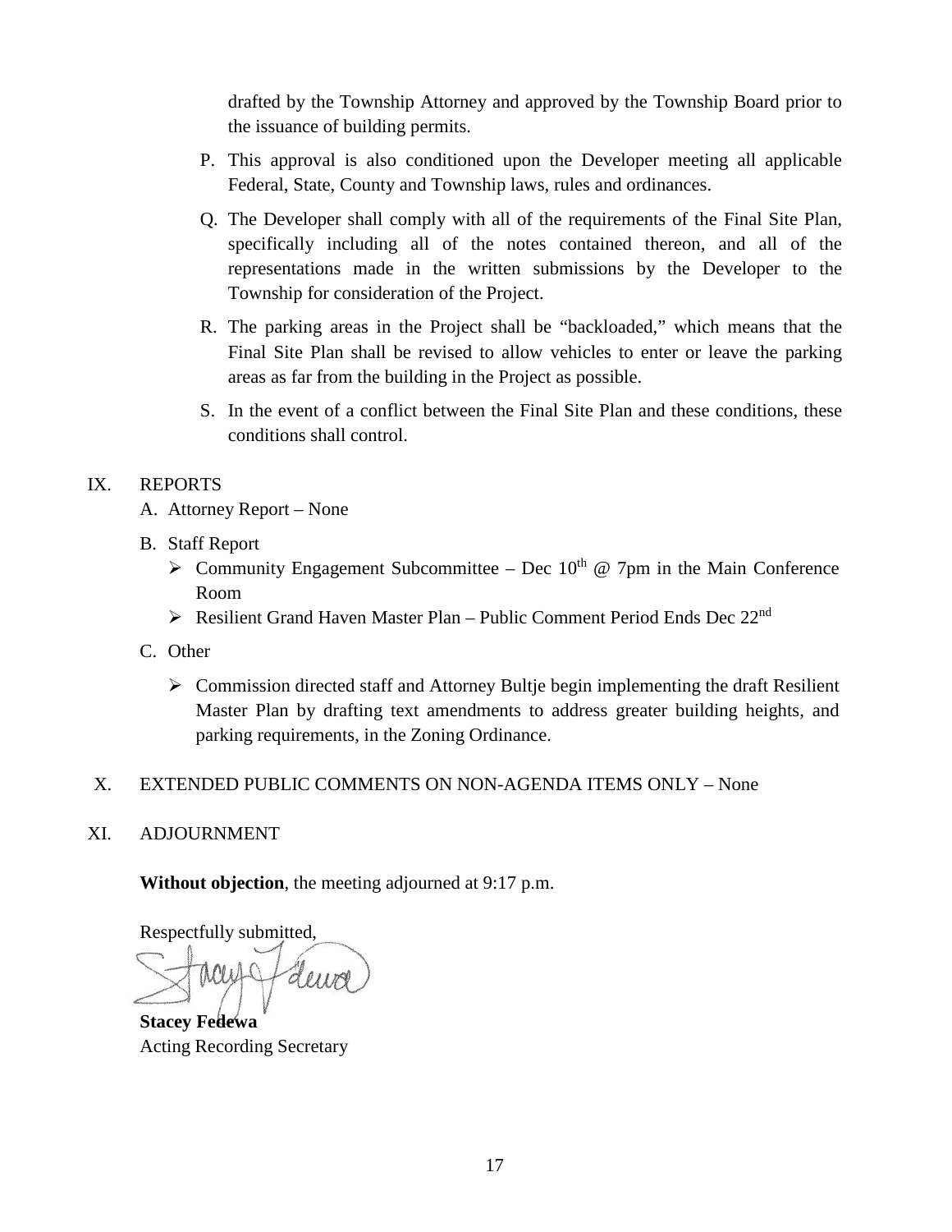drafted by the Township Attorney and approved by the Township Board prior to the issuance of building permits.

P. This approval is also conditioned upon the Developer meeting all applicable Federal, State, County and Township laws, rules and ordinances.

Q. The Developer shall comply with all of the requirements of the Final Site Plan, specifically including all of the notes contained thereon, and all of the representations made in the written submissions by the Developer to the Township for consideration of the Project.

R. The parking areas in the Project shall be "backloaded," which means that the Final Site Plan shall be revised to allow vehicles to enter or leave the parking areas as far from the building in the Project as possible.

S. In the event of a conflict between the Final Site Plan and these conditions, these conditions shall control.

IX. REPORTS

A. Attorney Report – None

B. Staff Report

- Community Engagement Subcommittee – Dec 10th @ 7pm in the Main Conference Room
- Resilient Grand Haven Master Plan – Public Comment Period Ends Dec 22nd

C. Other

- Commission directed staff and Attorney Bultje begin implementing the draft Resilient Master Plan by drafting text amendments to address greater building heights, and parking requirements, in the Zoning Ordinance.

X. EXTENDED PUBLIC COMMENTS ON NON-AGENDA ITEMS ONLY – None

XI. ADJOURNMENT

**Without objection**, the meeting adjourned at 9:17 p.m.

Respectfully submitted,

**Stacey Fedewa**
Acting Recording Secretary